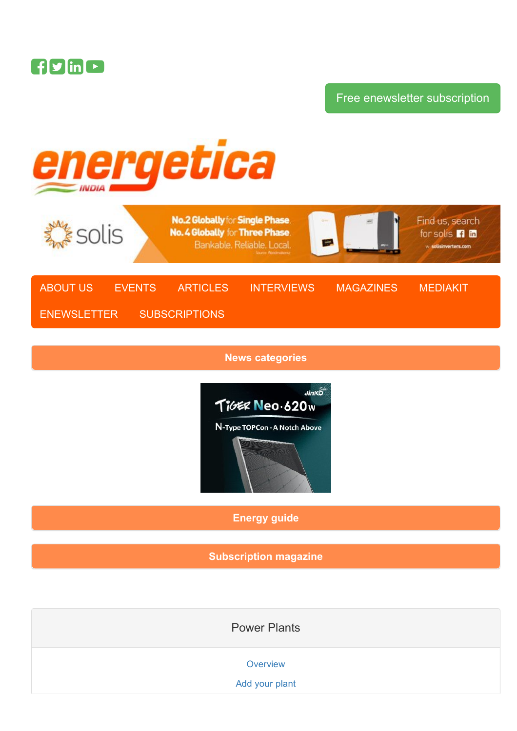Free enewsletter subscription

energetica INDIA

ABOUT US EVENTS ARTICLES INTERVIEWS MAGAZINES MEDIAKIT ENEWSLETTER SUBSCRIPTIONS

**News categories**

**Energy guide**

**Subscription magazine**

Power Plants

Overview

Add your plant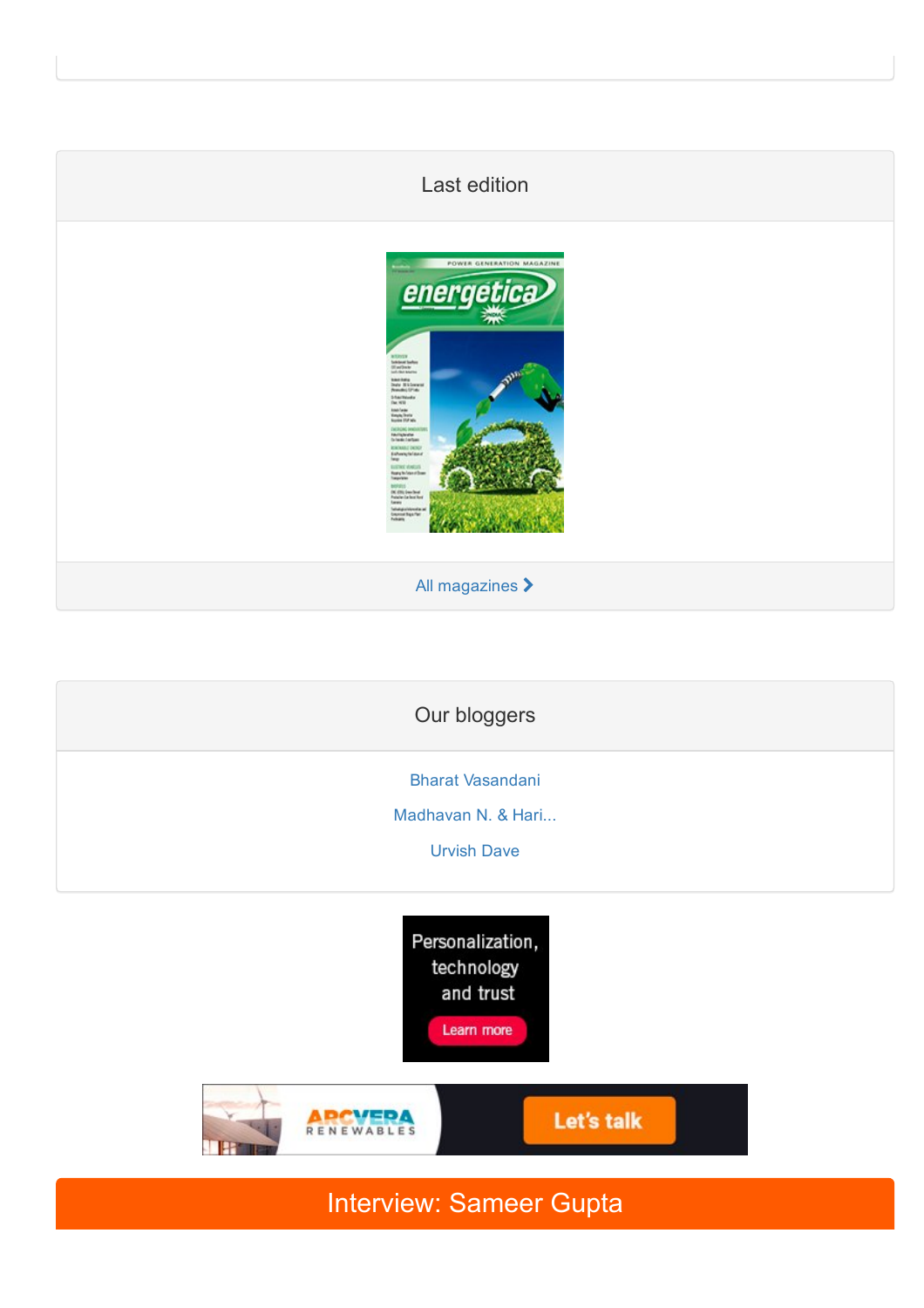## Last edition

All magazines

## Our bloggers

Bharat Vasandani

Madhavan N. & Hari...

Urvish Dave

# Interview: Sameer Gupta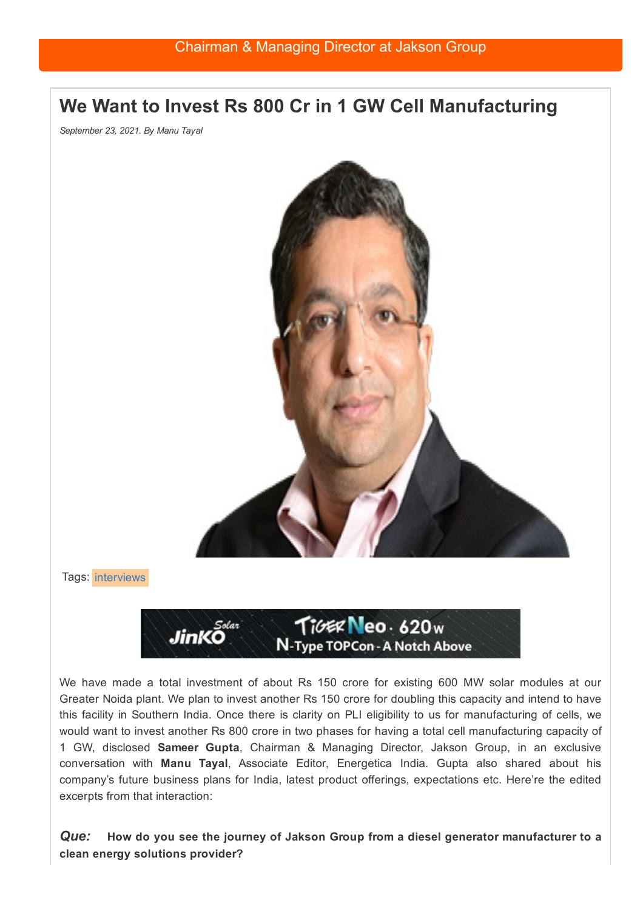Chairman & Managing Director at Jakson Group

# We Want to Invest Rs 800 Cr in 1 GW Cell Manufacturing

*September 23, 2021. By Manu Tayal*

Tags: interviews

We have made a total investment of about Rs 150 crore for existing 600 MW solar modules at our Greater Noida plant. We plan to invest another Rs 150 crore for doubling this capacity and intend to have this facility in Southern India. Once there is clarity on PLI eligibility to us for manufacturing of cells, we would want to invest another Rs 800 crore in two phases for having a total cell manufacturing capacity of 1 GW, disclosed **Sameer Gupta**, Chairman & Managing Director, Jakson Group, in an exclusive conversation with **Manu Tayal**, Associate Editor, Energetica India. Gupta also shared about his company's future business plans for India, latest product offerings, expectations etc. Here're the edited excerpts from that interaction:

***Que:*** **How do you see the journey of Jakson Group from a diesel generator manufacturer to a clean energy solutions provider?**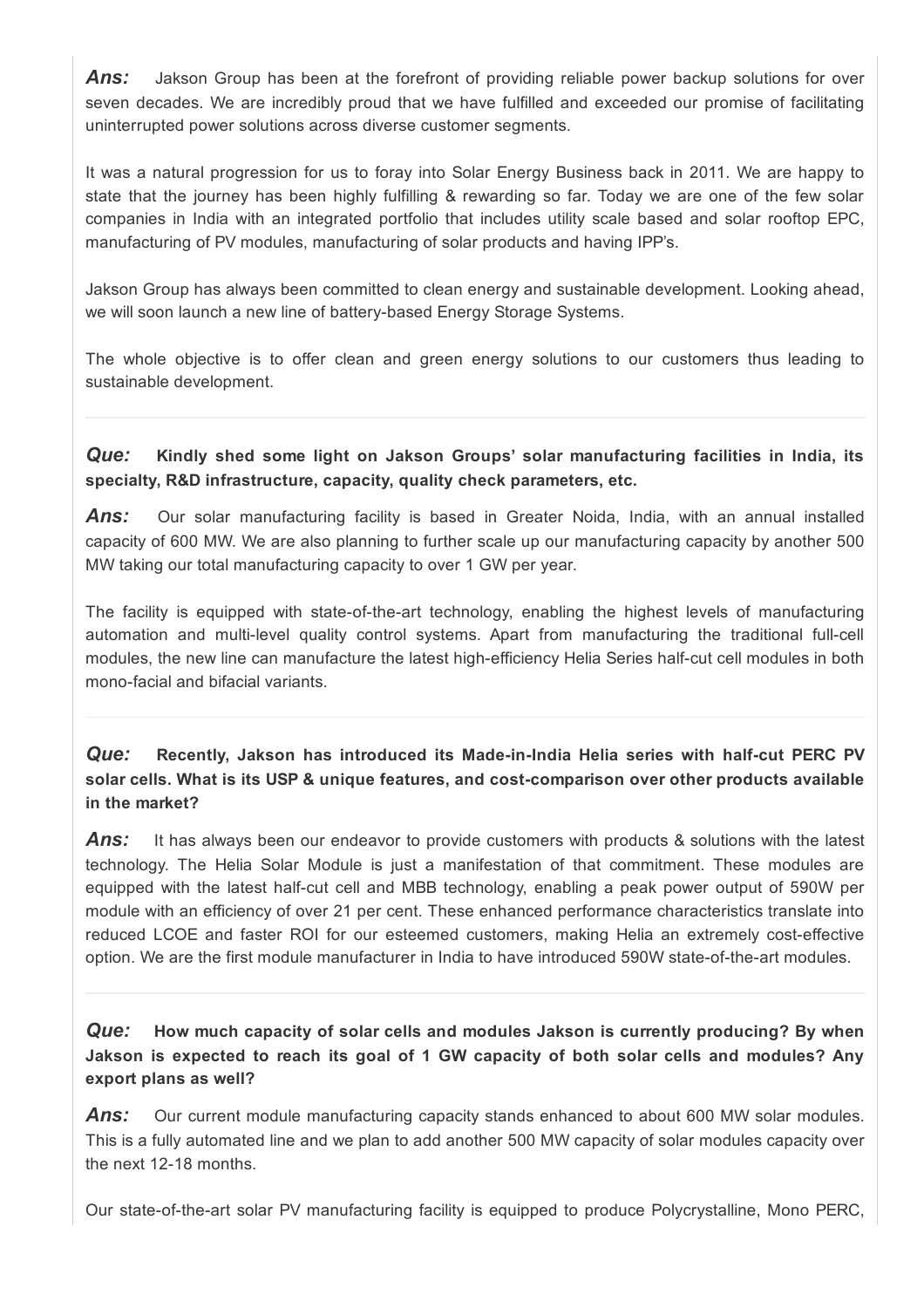***Ans:*** Jakson Group has been at the forefront of providing reliable power backup solutions for over seven decades. We are incredibly proud that we have fulfilled and exceeded our promise of facilitating uninterrupted power solutions across diverse customer segments.

It was a natural progression for us to foray into Solar Energy Business back in 2011. We are happy to state that the journey has been highly fulfilling & rewarding so far. Today we are one of the few solar companies in India with an integrated portfolio that includes utility scale based and solar rooftop EPC, manufacturing of PV modules, manufacturing of solar products and having IPP's.

Jakson Group has always been committed to clean energy and sustainable development. Looking ahead, we will soon launch a new line of battery-based Energy Storage Systems.

The whole objective is to offer clean and green energy solutions to our customers thus leading to sustainable development.

---

***Que:*** **Kindly shed some light on Jakson Groups' solar manufacturing facilities in India, its specialty, R&D infrastructure, capacity, quality check parameters, etc.**

***Ans:*** Our solar manufacturing facility is based in Greater Noida, India, with an annual installed capacity of 600 MW. We are also planning to further scale up our manufacturing capacity by another 500 MW taking our total manufacturing capacity to over 1 GW per year.

The facility is equipped with state-of-the-art technology, enabling the highest levels of manufacturing automation and multi-level quality control systems. Apart from manufacturing the traditional full-cell modules, the new line can manufacture the latest high-efficiency Helia Series half-cut cell modules in both mono-facial and bifacial variants.

---

***Que:*** **Recently, Jakson has introduced its Made-in-India Helia series with half-cut PERC PV solar cells. What is its USP & unique features, and cost-comparison over other products available in the market?**

***Ans:*** It has always been our endeavor to provide customers with products & solutions with the latest technology. The Helia Solar Module is just a manifestation of that commitment. These modules are equipped with the latest half-cut cell and MBB technology, enabling a peak power output of 590W per module with an efficiency of over 21 per cent. These enhanced performance characteristics translate into reduced LCOE and faster ROI for our esteemed customers, making Helia an extremely cost-effective option. We are the first module manufacturer in India to have introduced 590W state-of-the-art modules.

---

***Que:*** **How much capacity of solar cells and modules Jakson is currently producing? By when Jakson is expected to reach its goal of 1 GW capacity of both solar cells and modules? Any export plans as well?**

***Ans:*** Our current module manufacturing capacity stands enhanced to about 600 MW solar modules. This is a fully automated line and we plan to add another 500 MW capacity of solar modules capacity over the next 12-18 months.

Our state-of-the-art solar PV manufacturing facility is equipped to produce Polycrystalline, Mono PERC,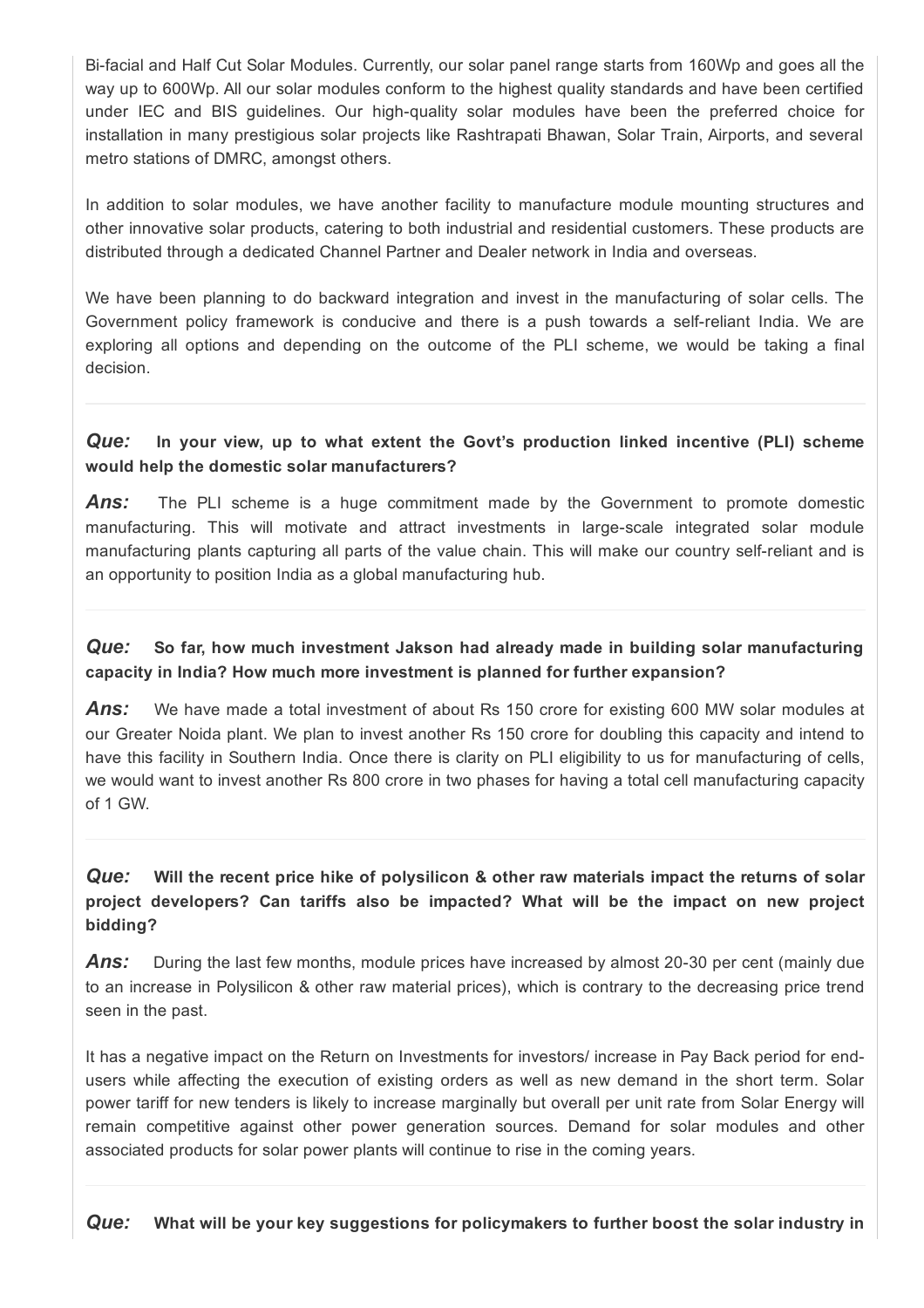Bi-facial and Half Cut Solar Modules. Currently, our solar panel range starts from 160Wp and goes all the way up to 600Wp. All our solar modules conform to the highest quality standards and have been certified under IEC and BIS guidelines. Our high-quality solar modules have been the preferred choice for installation in many prestigious solar projects like Rashtrapati Bhawan, Solar Train, Airports, and several metro stations of DMRC, amongst others.

In addition to solar modules, we have another facility to manufacture module mounting structures and other innovative solar products, catering to both industrial and residential customers. These products are distributed through a dedicated Channel Partner and Dealer network in India and overseas.

We have been planning to do backward integration and invest in the manufacturing of solar cells. The Government policy framework is conducive and there is a push towards a self-reliant India. We are exploring all options and depending on the outcome of the PLI scheme, we would be taking a final decision.

---

***Que:*** **In your view, up to what extent the Govt's production linked incentive (PLI) scheme would help the domestic solar manufacturers?**

***Ans:*** The PLI scheme is a huge commitment made by the Government to promote domestic manufacturing. This will motivate and attract investments in large-scale integrated solar module manufacturing plants capturing all parts of the value chain. This will make our country self-reliant and is an opportunity to position India as a global manufacturing hub.

---

***Que:*** **So far, how much investment Jakson had already made in building solar manufacturing capacity in India? How much more investment is planned for further expansion?**

***Ans:*** We have made a total investment of about Rs 150 crore for existing 600 MW solar modules at our Greater Noida plant. We plan to invest another Rs 150 crore for doubling this capacity and intend to have this facility in Southern India. Once there is clarity on PLI eligibility to us for manufacturing of cells, we would want to invest another Rs 800 crore in two phases for having a total cell manufacturing capacity of 1 GW.

---

***Que:*** **Will the recent price hike of polysilicon & other raw materials impact the returns of solar project developers? Can tariffs also be impacted? What will be the impact on new project bidding?**

***Ans:*** During the last few months, module prices have increased by almost 20-30 per cent (mainly due to an increase in Polysilicon & other raw material prices), which is contrary to the decreasing price trend seen in the past.

It has a negative impact on the Return on Investments for investors/ increase in Pay Back period for end-users while affecting the execution of existing orders as well as new demand in the short term. Solar power tariff for new tenders is likely to increase marginally but overall per unit rate from Solar Energy will remain competitive against other power generation sources. Demand for solar modules and other associated products for solar power plants will continue to rise in the coming years.

---

***Que:*** **What will be your key suggestions for policymakers to further boost the solar industry in**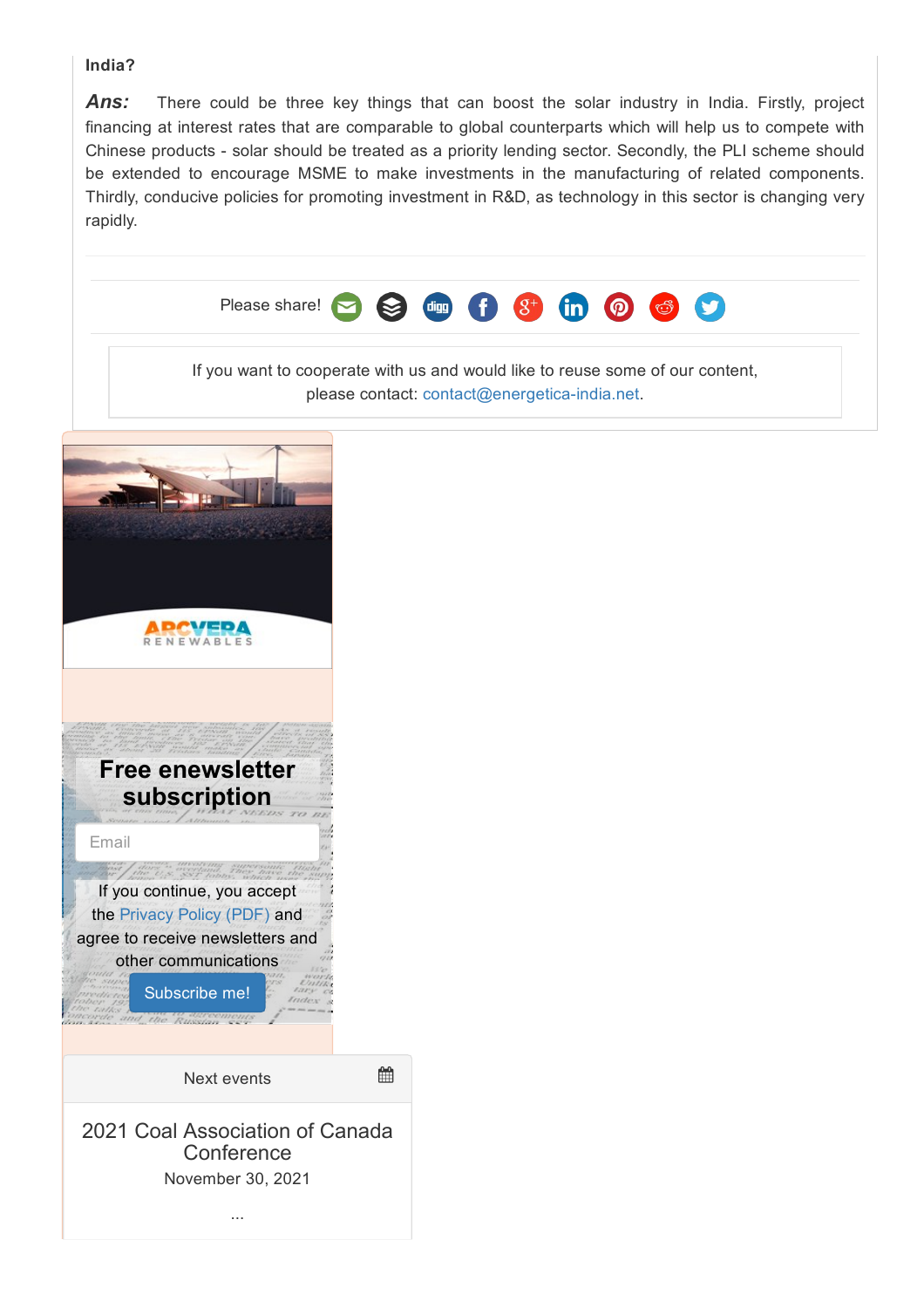**India?**

***Ans:*** There could be three key things that can boost the solar industry in India. Firstly, project financing at interest rates that are comparable to global counterparts which will help us to compete with Chinese products - solar should be treated as a priority lending sector. Secondly, the PLI scheme should be extended to encourage MSME to make investments in the manufacturing of related components. Thirdly, conducive policies for promoting investment in R&D, as technology in this sector is changing very rapidly.

Please share!

If you want to cooperate with us and would like to reuse some of our content, please contact: contact@energetica-india.net.

ARCVERA RENEWABLES

## Free enewsletter subscription

Email

If you continue, you accept the Privacy Policy (PDF) and agree to receive newsletters and other communications

Subscribe me!

Next events

2021 Coal Association of Canada Conference

November 30, 2021

...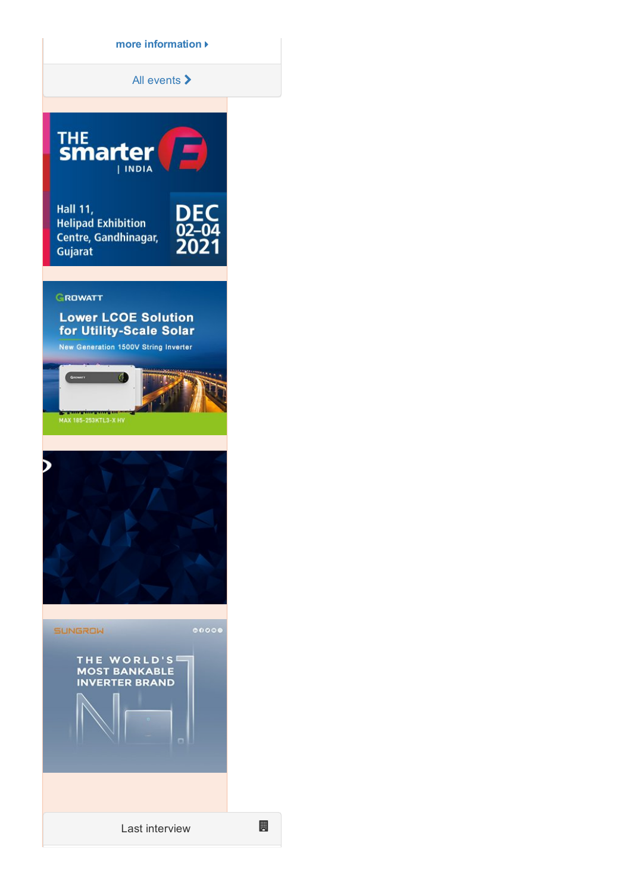more information ▸

All events ›

THE smarter E | INDIA

Hall 11, Helipad Exhibition Centre, Gandhinagar, Gujarat

DEC 02–04 2021

GROWATT

Lower LCOE Solution for Utility-Scale Solar

New Generation 1500V String Inverter

MAX 185-253KTL3-X HV

SUNGROW

THE WORLD'S MOST BANKABLE INVERTER BRAND

No.1

Last interview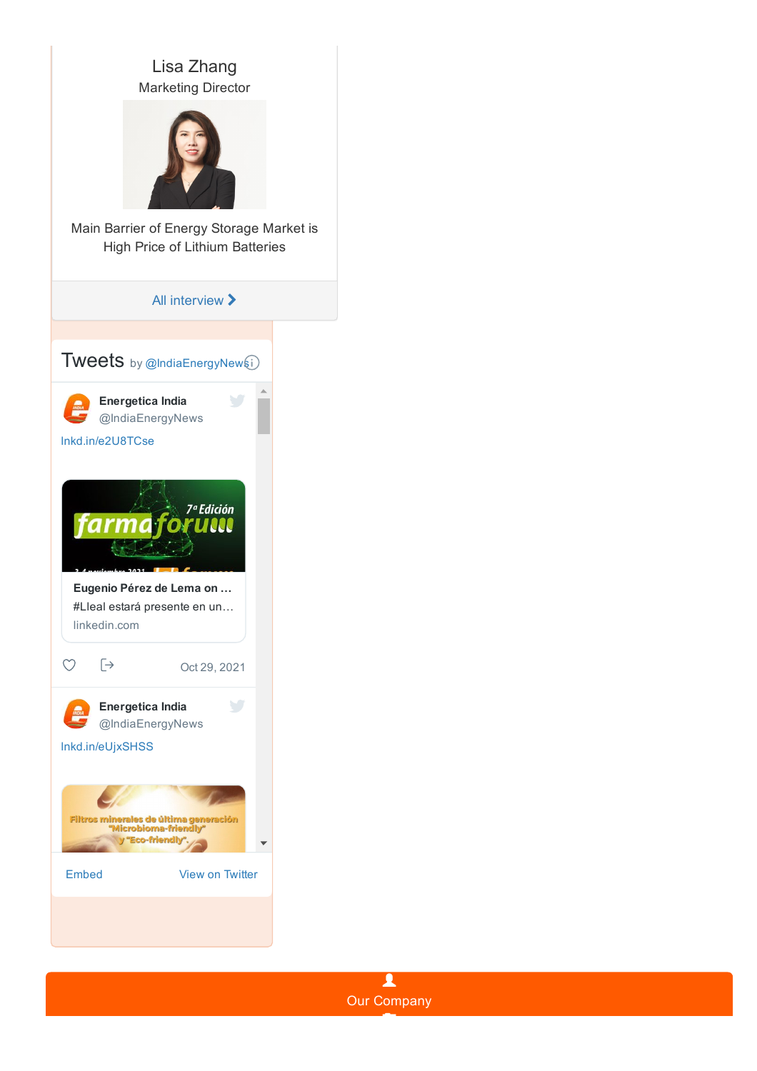Lisa Zhang

Marketing Director

Main Barrier of Energy Storage Market is High Price of Lithium Batteries

All interview

## Tweets by @IndiaEnergyNews

**Energetica India**
@IndiaEnergyNews

lnkd.in/e2U8TCse

**Eugenio Pérez de Lema on …**
#Lleal estará presente en un…
linkedin.com

Oct 29, 2021

**Energetica India**
@IndiaEnergyNews

lnkd.in/eUjxSHSS

Embed

View on Twitter

Our Company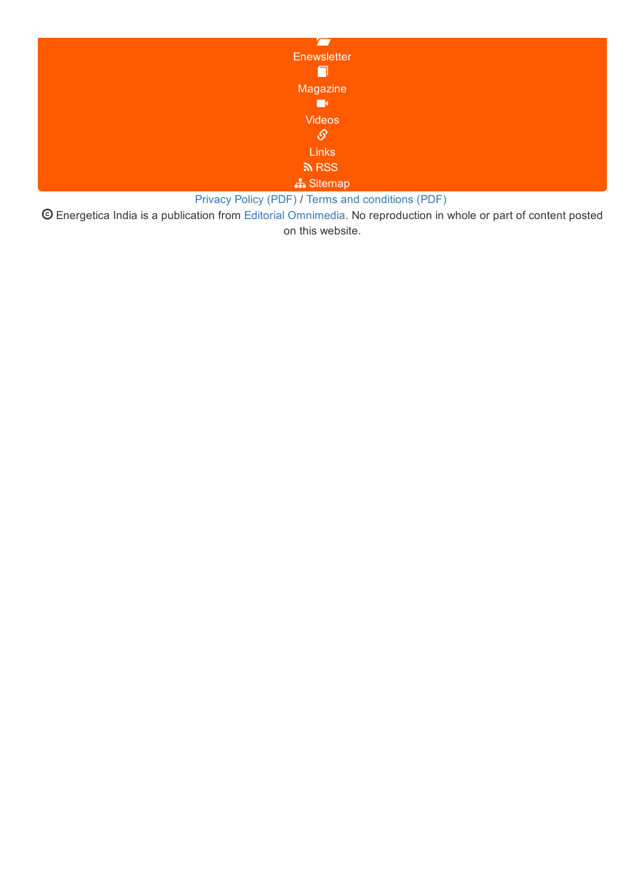Enewsletter

Magazine

Videos

Links

RSS

Sitemap

Privacy Policy (PDF) / Terms and conditions (PDF)

© Energetica India is a publication from Editorial Omnimedia. No reproduction in whole or part of content posted on this website.